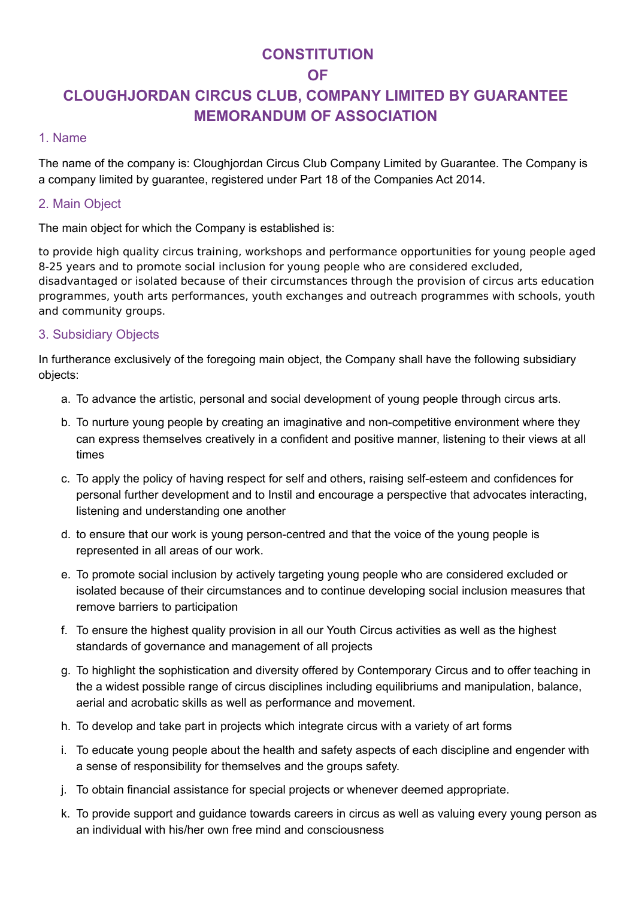# CONSTITUTION

# OF

# CLOUGHJORDAN CIRCUS CLUB, COMPANY LIMITED BY GUARANTEE

# MEMORANDUM OF ASSOCIATION

## 1. Name

The name of the company is: Cloughjordan Circus Club Company Limited by Guarantee. The Company is a company limited by guarantee, registered under Part 18 of the Companies Act 2014.

## 2. Main Object

The main object for which the Company is established is:

to provide high quality circus training, workshops and performance opportunities for young people aged 8-25 years and to promote social inclusion for young people who are considered excluded, disadvantaged or isolated because of their circumstances through the provision of circus arts education programmes, youth arts performances, youth exchanges and outreach programmes with schools, youth and community groups.

## 3. Subsidiary Objects

In furtherance exclusively of the foregoing main object, the Company shall have the following subsidiary objects:

a. To advance the artistic, personal and social development of young people through circus arts.

b. To nurture young people by creating an imaginative and non-competitive environment where they can express themselves creatively in a confident and positive manner, listening to their views at all times

c. To apply the policy of having respect for self and others, raising self-esteem and confidences for personal further development and to Instil and encourage a perspective that advocates interacting, listening and understanding one another

d. to ensure that our work is young person-centred and that the voice of the young people is represented in all areas of our work.

e. To promote social inclusion by actively targeting young people who are considered excluded or isolated because of their circumstances and to continue developing social inclusion measures that remove barriers to participation

f. To ensure the highest quality provision in all our Youth Circus activities as well as the highest standards of governance and management of all projects

g. To highlight the sophistication and diversity offered by Contemporary Circus and to offer teaching in the a widest possible range of circus disciplines including equilibriums and manipulation, balance, aerial and acrobatic skills as well as performance and movement.

h. To develop and take part in projects which integrate circus with a variety of art forms

i. To educate young people about the health and safety aspects of each discipline and engender with a sense of responsibility for themselves and the groups safety.

j. To obtain financial assistance for special projects or whenever deemed appropriate.

k. To provide support and guidance towards careers in circus as well as valuing every young person as an individual with his/her own free mind and consciousness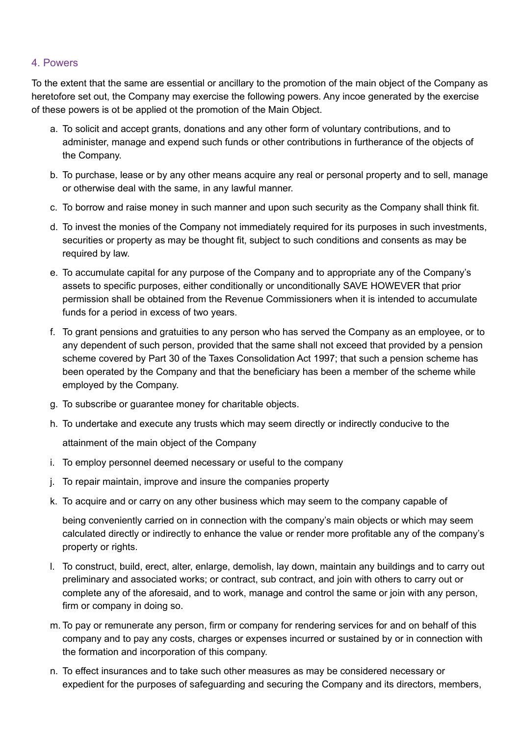## 4. Powers

To the extent that the same are essential or ancillary to the promotion of the main object of the Company as heretofore set out, the Company may exercise the following powers. Any incoe generated by the exercise of these powers is ot be applied ot the promotion of the Main Object.

a. To solicit and accept grants, donations and any other form of voluntary contributions, and to administer, manage and expend such funds or other contributions in furtherance of the objects of the Company.
b. To purchase, lease or by any other means acquire any real or personal property and to sell, manage or otherwise deal with the same, in any lawful manner.
c. To borrow and raise money in such manner and upon such security as the Company shall think fit.
d. To invest the monies of the Company not immediately required for its purposes in such investments, securities or property as may be thought fit, subject to such conditions and consents as may be required by law.
e. To accumulate capital for any purpose of the Company and to appropriate any of the Company's assets to specific purposes, either conditionally or unconditionally SAVE HOWEVER that prior permission shall be obtained from the Revenue Commissioners when it is intended to accumulate funds for a period in excess of two years.
f. To grant pensions and gratuities to any person who has served the Company as an employee, or to any dependent of such person, provided that the same shall not exceed that provided by a pension scheme covered by Part 30 of the Taxes Consolidation Act 1997; that such a pension scheme has been operated by the Company and that the beneficiary has been a member of the scheme while employed by the Company.
g. To subscribe or guarantee money for charitable objects.
h. To undertake and execute any trusts which may seem directly or indirectly conducive to the attainment of the main object of the Company
i. To employ personnel deemed necessary or useful to the company
j. To repair maintain, improve and insure the companies property
k. To acquire and or carry on any other business which may seem to the company capable of being conveniently carried on in connection with the company's main objects or which may seem calculated directly or indirectly to enhance the value or render more profitable any of the company's property or rights.
l. To construct, build, erect, alter, enlarge, demolish, lay down, maintain any buildings and to carry out preliminary and associated works; or contract, sub contract, and join with others to carry out or complete any of the aforesaid, and to work, manage and control the same or join with any person, firm or company in doing so.
m. To pay or remunerate any person, firm or company for rendering services for and on behalf of this company and to pay any costs, charges or expenses incurred or sustained by or in connection with the formation and incorporation of this company.
n. To effect insurances and to take such other measures as may be considered necessary or expedient for the purposes of safeguarding and securing the Company and its directors, members,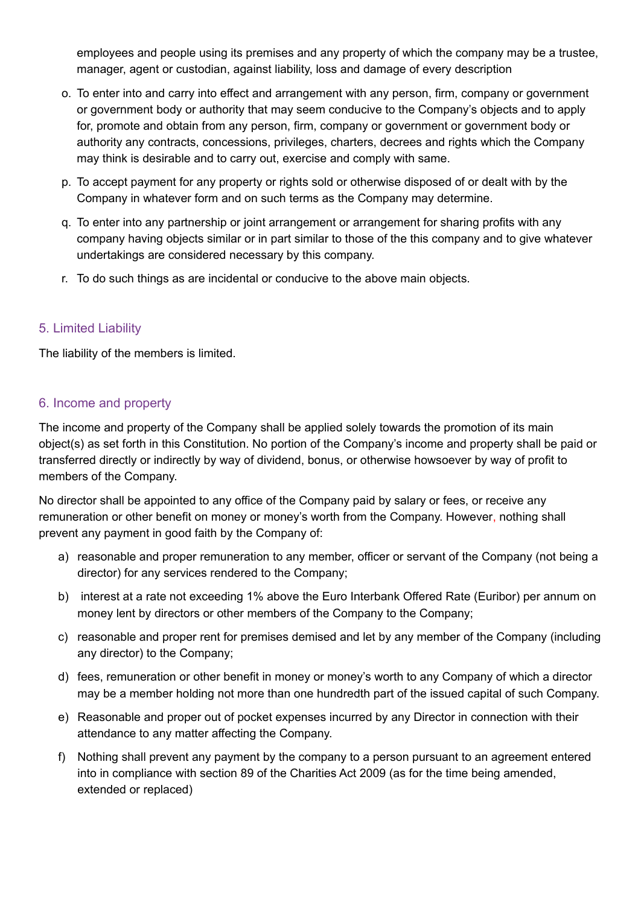employees and people using its premises and any property of which the company may be a trustee, manager, agent or custodian, against liability, loss and damage of every description

o. To enter into and carry into effect and arrangement with any person, firm, company or government or government body or authority that may seem conducive to the Company's objects and to apply for, promote and obtain from any person, firm, company or government or government body or authority any contracts, concessions, privileges, charters, decrees and rights which the Company may think is desirable and to carry out, exercise and comply with same.

p. To accept payment for any property or rights sold or otherwise disposed of or dealt with by the Company in whatever form and on such terms as the Company may determine.

q. To enter into any partnership or joint arrangement or arrangement for sharing profits with any company having objects similar or in part similar to those of the this company and to give whatever undertakings are considered necessary by this company.

r. To do such things as are incidental or conducive to the above main objects.

## 5. Limited Liability

The liability of the members is limited.

## 6. Income and property

The income and property of the Company shall be applied solely towards the promotion of its main object(s) as set forth in this Constitution. No portion of the Company's income and property shall be paid or transferred directly or indirectly by way of dividend, bonus, or otherwise howsoever by way of profit to members of the Company.

No director shall be appointed to any office of the Company paid by salary or fees, or receive any remuneration or other benefit on money or money's worth from the Company. However, nothing shall prevent any payment in good faith by the Company of:

a) reasonable and proper remuneration to any member, officer or servant of the Company (not being a director) for any services rendered to the Company;

b) interest at a rate not exceeding 1% above the Euro Interbank Offered Rate (Euribor) per annum on money lent by directors or other members of the Company to the Company;

c) reasonable and proper rent for premises demised and let by any member of the Company (including any director) to the Company;

d) fees, remuneration or other benefit in money or money's worth to any Company of which a director may be a member holding not more than one hundredth part of the issued capital of such Company.

e) Reasonable and proper out of pocket expenses incurred by any Director in connection with their attendance to any matter affecting the Company.

f) Nothing shall prevent any payment by the company to a person pursuant to an agreement entered into in compliance with section 89 of the Charities Act 2009 (as for the time being amended, extended or replaced)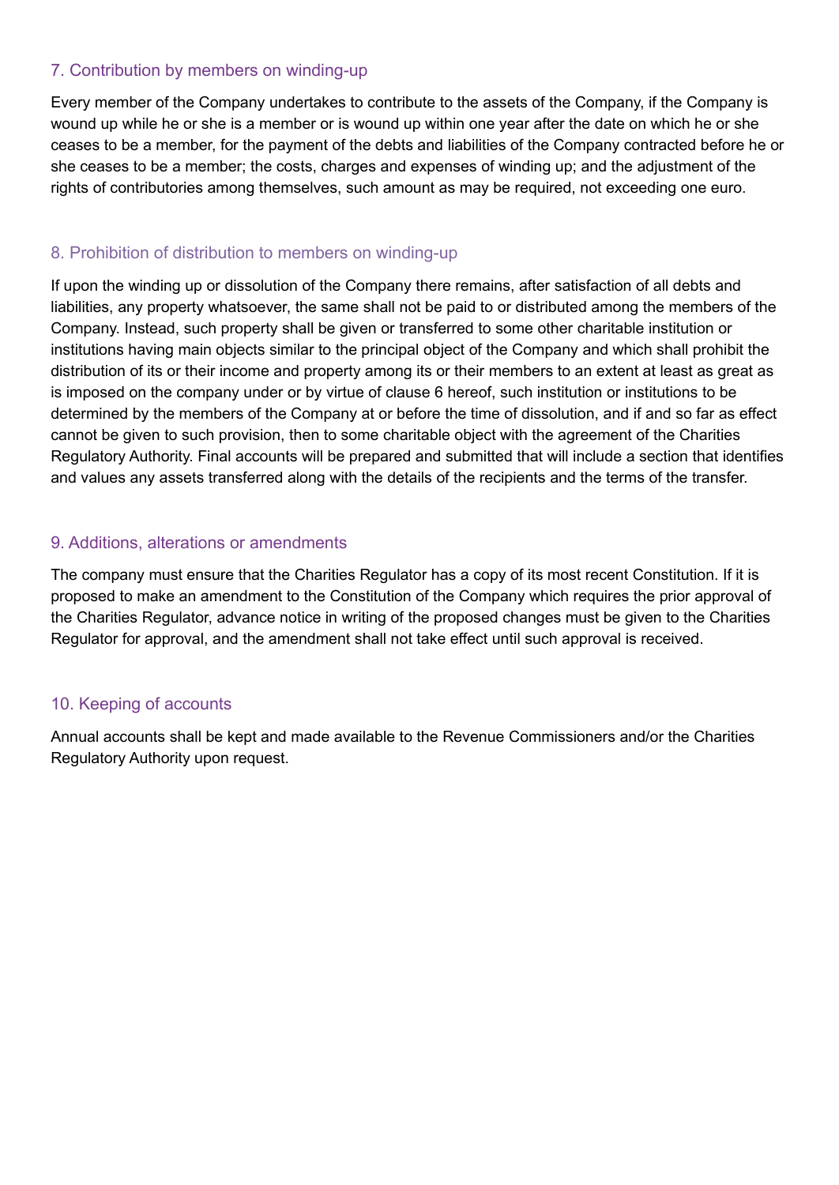### 7. Contribution by members on winding-up

Every member of the Company undertakes to contribute to the assets of the Company, if the Company is wound up while he or she is a member or is wound up within one year after the date on which he or she ceases to be a member, for the payment of the debts and liabilities of the Company contracted before he or she ceases to be a member; the costs, charges and expenses of winding up; and the adjustment of the rights of contributories among themselves, such amount as may be required, not exceeding one euro.

### 8. Prohibition of distribution to members on winding-up

If upon the winding up or dissolution of the Company there remains, after satisfaction of all debts and liabilities, any property whatsoever, the same shall not be paid to or distributed among the members of the Company. Instead, such property shall be given or transferred to some other charitable institution or institutions having main objects similar to the principal object of the Company and which shall prohibit the distribution of its or their income and property among its or their members to an extent at least as great as is imposed on the company under or by virtue of clause 6 hereof, such institution or institutions to be determined by the members of the Company at or before the time of dissolution, and if and so far as effect cannot be given to such provision, then to some charitable object with the agreement of the Charities Regulatory Authority. Final accounts will be prepared and submitted that will include a section that identifies and values any assets transferred along with the details of the recipients and the terms of the transfer.

### 9. Additions, alterations or amendments

The company must ensure that the Charities Regulator has a copy of its most recent Constitution. If it is proposed to make an amendment to the Constitution of the Company which requires the prior approval of the Charities Regulator, advance notice in writing of the proposed changes must be given to the Charities Regulator for approval, and the amendment shall not take effect until such approval is received.

### 10. Keeping of accounts

Annual accounts shall be kept and made available to the Revenue Commissioners and/or the Charities Regulatory Authority upon request.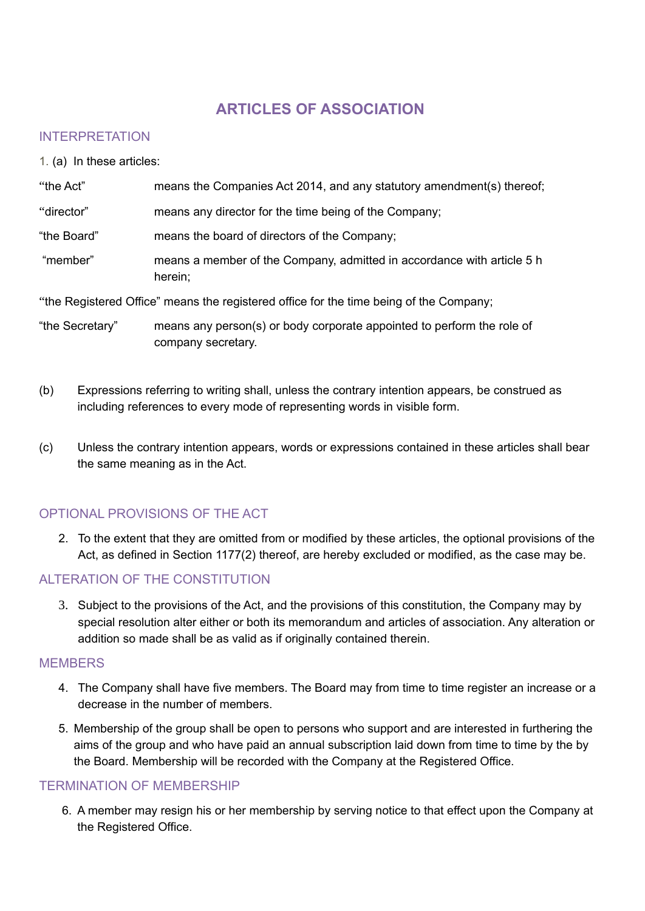# ARTICLES OF ASSOCIATION

## INTERPRETATION

1. (a) In these articles:

| | |
|---|---|
| "the Act" | means the Companies Act 2014, and any statutory amendment(s) thereof; |
| "director" | means any director for the time being of the Company; |
| "the Board" | means the board of directors of the Company; |
| "member" | means a member of the Company, admitted in accordance with article 5 h herein; |

"the Registered Office" means the registered office for the time being of the Company;

| | |
|---|---|
| "the Secretary" | means any person(s) or body corporate appointed to perform the role of company secretary. |

(b) Expressions referring to writing shall, unless the contrary intention appears, be construed as including references to every mode of representing words in visible form.

(c) Unless the contrary intention appears, words or expressions contained in these articles shall bear the same meaning as in the Act.

## OPTIONAL PROVISIONS OF THE ACT

2. To the extent that they are omitted from or modified by these articles, the optional provisions of the Act, as defined in Section 1177(2) thereof, are hereby excluded or modified, as the case may be.

## ALTERATION OF THE CONSTITUTION

3. Subject to the provisions of the Act, and the provisions of this constitution, the Company may by special resolution alter either or both its memorandum and articles of association. Any alteration or addition so made shall be as valid as if originally contained therein.

## MEMBERS

4. The Company shall have five members. The Board may from time to time register an increase or a decrease in the number of members.

5. Membership of the group shall be open to persons who support and are interested in furthering the aims of the group and who have paid an annual subscription laid down from time to time by the by the Board. Membership will be recorded with the Company at the Registered Office.

## TERMINATION OF MEMBERSHIP

6. A member may resign his or her membership by serving notice to that effect upon the Company at the Registered Office.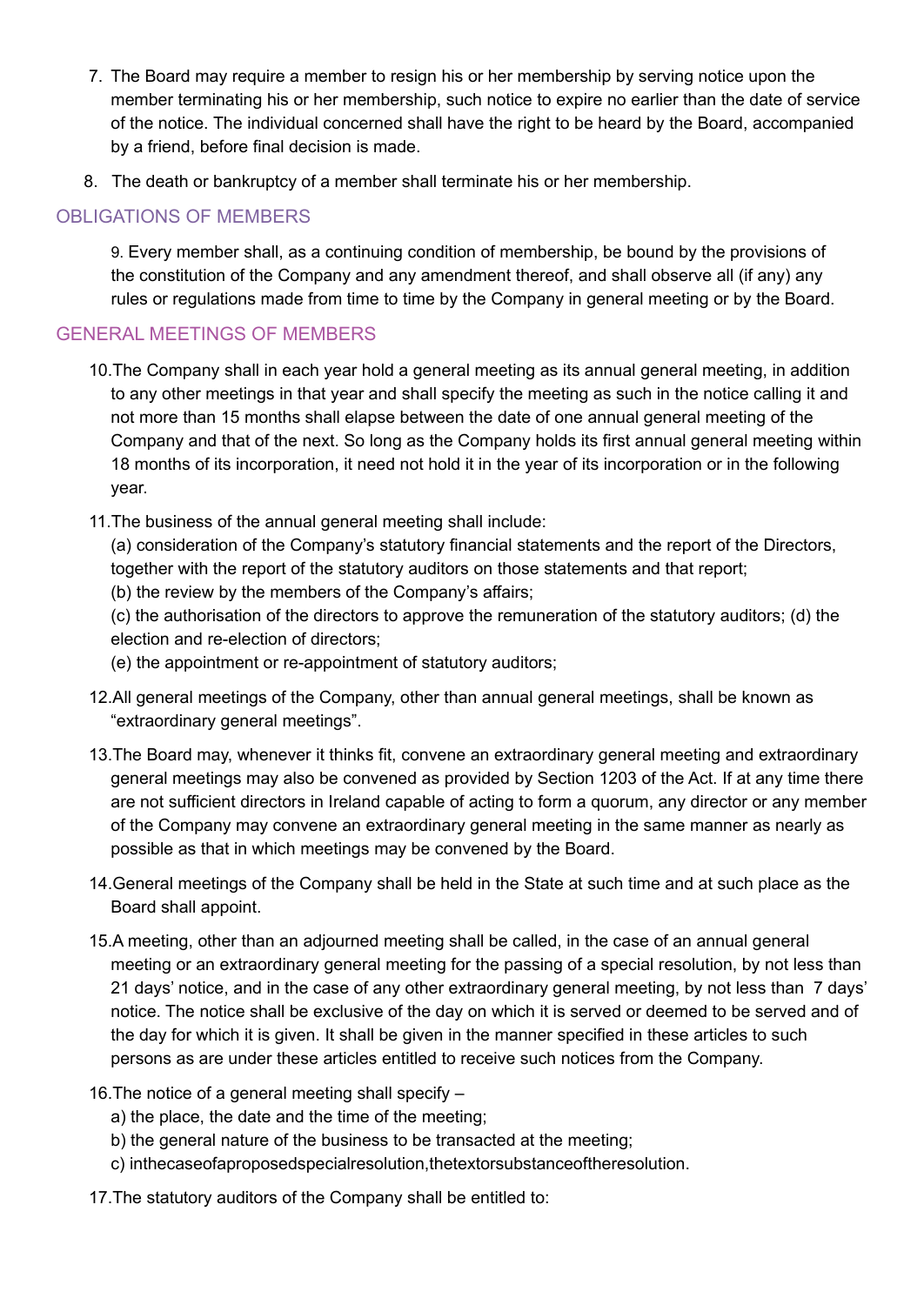7. The Board may require a member to resign his or her membership by serving notice upon the member terminating his or her membership, such notice to expire no earlier than the date of service of the notice. The individual concerned shall have the right to be heard by the Board, accompanied by a friend, before final decision is made.

8. The death or bankruptcy of a member shall terminate his or her membership.

## OBLIGATIONS OF MEMBERS

9. Every member shall, as a continuing condition of membership, be bound by the provisions of the constitution of the Company and any amendment thereof, and shall observe all (if any) any rules or regulations made from time to time by the Company in general meeting or by the Board.

## GENERAL MEETINGS OF MEMBERS

10. The Company shall in each year hold a general meeting as its annual general meeting, in addition to any other meetings in that year and shall specify the meeting as such in the notice calling it and not more than 15 months shall elapse between the date of one annual general meeting of the Company and that of the next. So long as the Company holds its first annual general meeting within 18 months of its incorporation, it need not hold it in the year of its incorporation or in the following year.

11. The business of the annual general meeting shall include:
(a) consideration of the Company's statutory financial statements and the report of the Directors, together with the report of the statutory auditors on those statements and that report;
(b) the review by the members of the Company's affairs;
(c) the authorisation of the directors to approve the remuneration of the statutory auditors; (d) the election and re-election of directors;
(e) the appointment or re-appointment of statutory auditors;

12. All general meetings of the Company, other than annual general meetings, shall be known as "extraordinary general meetings".

13. The Board may, whenever it thinks fit, convene an extraordinary general meeting and extraordinary general meetings may also be convened as provided by Section 1203 of the Act. If at any time there are not sufficient directors in Ireland capable of acting to form a quorum, any director or any member of the Company may convene an extraordinary general meeting in the same manner as nearly as possible as that in which meetings may be convened by the Board.

14. General meetings of the Company shall be held in the State at such time and at such place as the Board shall appoint.

15. A meeting, other than an adjourned meeting shall be called, in the case of an annual general meeting or an extraordinary general meeting for the passing of a special resolution, by not less than 21 days' notice, and in the case of any other extraordinary general meeting, by not less than 7 days' notice. The notice shall be exclusive of the day on which it is served or deemed to be served and of the day for which it is given. It shall be given in the manner specified in these articles to such persons as are under these articles entitled to receive such notices from the Company.

16. The notice of a general meeting shall specify –
a) the place, the date and the time of the meeting;
b) the general nature of the business to be transacted at the meeting;
c) inthecaseofaproposedspecialresolution,thetextorsubstanceoftheresolution.

17. The statutory auditors of the Company shall be entitled to: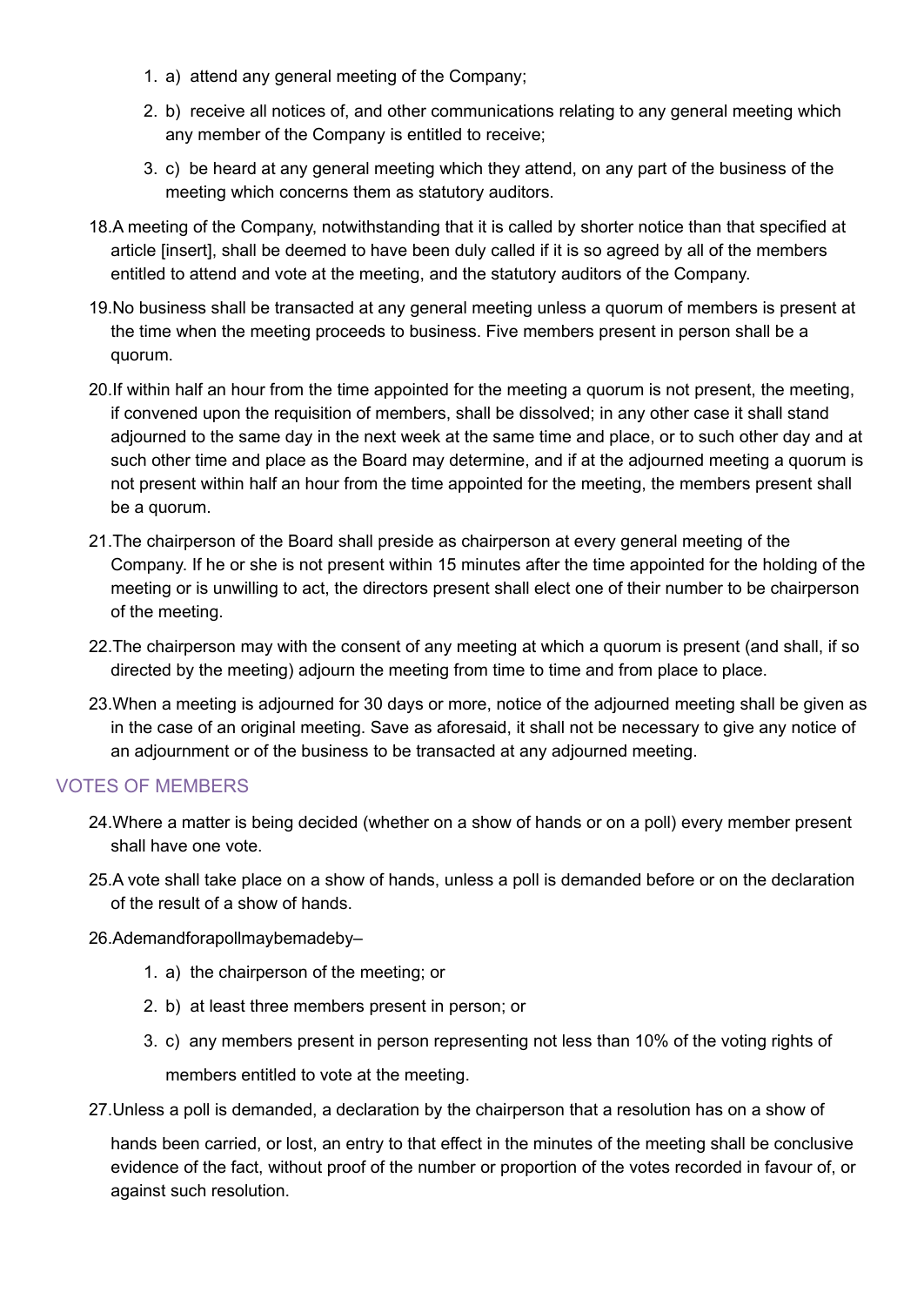1. a) attend any general meeting of the Company;
2. b) receive all notices of, and other communications relating to any general meeting which any member of the Company is entitled to receive;
3. c) be heard at any general meeting which they attend, on any part of the business of the meeting which concerns them as statutory auditors.

18. A meeting of the Company, notwithstanding that it is called by shorter notice than that specified at article [insert], shall be deemed to have been duly called if it is so agreed by all of the members entitled to attend and vote at the meeting, and the statutory auditors of the Company.

19. No business shall be transacted at any general meeting unless a quorum of members is present at the time when the meeting proceeds to business. Five members present in person shall be a quorum.

20. If within half an hour from the time appointed for the meeting a quorum is not present, the meeting, if convened upon the requisition of members, shall be dissolved; in any other case it shall stand adjourned to the same day in the next week at the same time and place, or to such other day and at such other time and place as the Board may determine, and if at the adjourned meeting a quorum is not present within half an hour from the time appointed for the meeting, the members present shall be a quorum.

21. The chairperson of the Board shall preside as chairperson at every general meeting of the Company. If he or she is not present within 15 minutes after the time appointed for the holding of the meeting or is unwilling to act, the directors present shall elect one of their number to be chairperson of the meeting.

22. The chairperson may with the consent of any meeting at which a quorum is present (and shall, if so directed by the meeting) adjourn the meeting from time to time and from place to place.

23. When a meeting is adjourned for 30 days or more, notice of the adjourned meeting shall be given as in the case of an original meeting. Save as aforesaid, it shall not be necessary to give any notice of an adjournment or of the business to be transacted at any adjourned meeting.

## VOTES OF MEMBERS

24. Where a matter is being decided (whether on a show of hands or on a poll) every member present shall have one vote.

25. A vote shall take place on a show of hands, unless a poll is demanded before or on the declaration of the result of a show of hands.

26. Ademandforapollmaybemadeby–

    1. a) the chairperson of the meeting; or
    2. b) at least three members present in person; or
    3. c) any members present in person representing not less than 10% of the voting rights of members entitled to vote at the meeting.

27. Unless a poll is demanded, a declaration by the chairperson that a resolution has on a show of hands been carried, or lost, an entry to that effect in the minutes of the meeting shall be conclusive evidence of the fact, without proof of the number or proportion of the votes recorded in favour of, or against such resolution.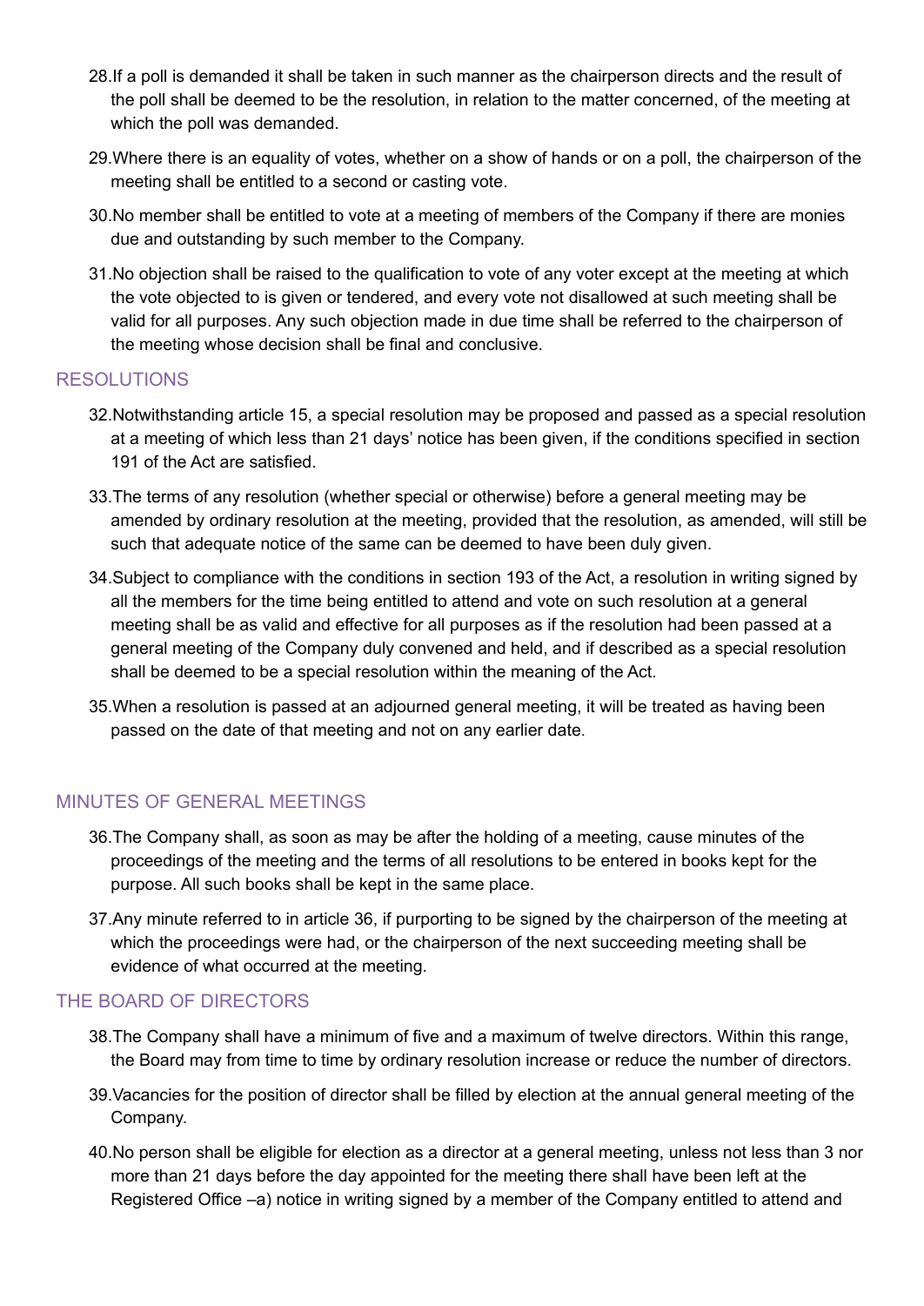28. If a poll is demanded it shall be taken in such manner as the chairperson directs and the result of the poll shall be deemed to be the resolution, in relation to the matter concerned, of the meeting at which the poll was demanded.

29. Where there is an equality of votes, whether on a show of hands or on a poll, the chairperson of the meeting shall be entitled to a second or casting vote.

30. No member shall be entitled to vote at a meeting of members of the Company if there are monies due and outstanding by such member to the Company.

31. No objection shall be raised to the qualification to vote of any voter except at the meeting at which the vote objected to is given or tendered, and every vote not disallowed at such meeting shall be valid for all purposes. Any such objection made in due time shall be referred to the chairperson of the meeting whose decision shall be final and conclusive.

## RESOLUTIONS

32. Notwithstanding article 15, a special resolution may be proposed and passed as a special resolution at a meeting of which less than 21 days' notice has been given, if the conditions specified in section 191 of the Act are satisfied.

33. The terms of any resolution (whether special or otherwise) before a general meeting may be amended by ordinary resolution at the meeting, provided that the resolution, as amended, will still be such that adequate notice of the same can be deemed to have been duly given.

34. Subject to compliance with the conditions in section 193 of the Act, a resolution in writing signed by all the members for the time being entitled to attend and vote on such resolution at a general meeting shall be as valid and effective for all purposes as if the resolution had been passed at a general meeting of the Company duly convened and held, and if described as a special resolution shall be deemed to be a special resolution within the meaning of the Act.

35. When a resolution is passed at an adjourned general meeting, it will be treated as having been passed on the date of that meeting and not on any earlier date.

## MINUTES OF GENERAL MEETINGS

36. The Company shall, as soon as may be after the holding of a meeting, cause minutes of the proceedings of the meeting and the terms of all resolutions to be entered in books kept for the purpose. All such books shall be kept in the same place.

37. Any minute referred to in article 36, if purporting to be signed by the chairperson of the meeting at which the proceedings were had, or the chairperson of the next succeeding meeting shall be evidence of what occurred at the meeting.

## THE BOARD OF DIRECTORS

38. The Company shall have a minimum of five and a maximum of twelve directors. Within this range, the Board may from time to time by ordinary resolution increase or reduce the number of directors.

39. Vacancies for the position of director shall be filled by election at the annual general meeting of the Company.

40. No person shall be eligible for election as a director at a general meeting, unless not less than 3 nor more than 21 days before the day appointed for the meeting there shall have been left at the Registered Office –a) notice in writing signed by a member of the Company entitled to attend and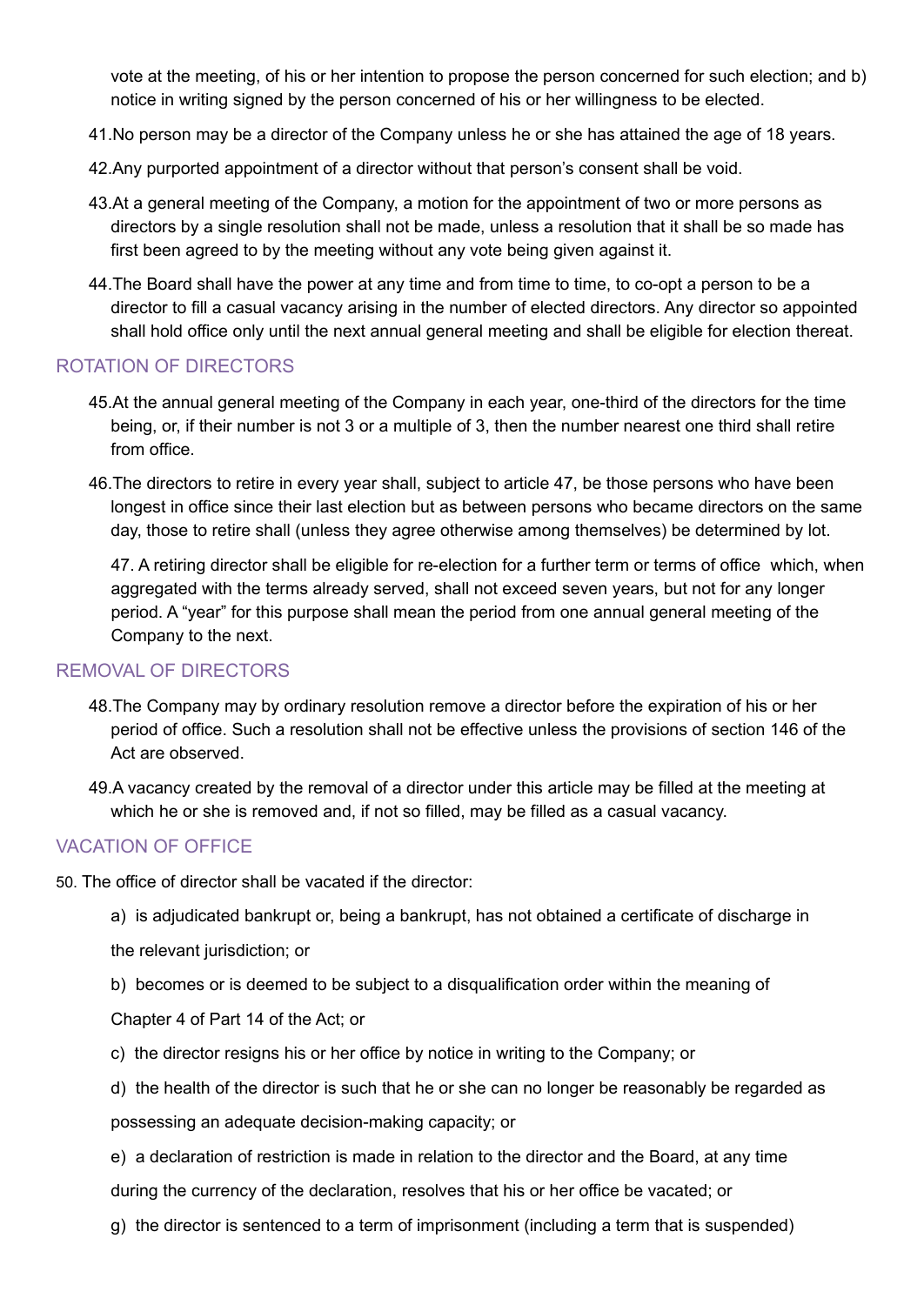vote at the meeting, of his or her intention to propose the person concerned for such election; and b) notice in writing signed by the person concerned of his or her willingness to be elected.

41. No person may be a director of the Company unless he or she has attained the age of 18 years.

42. Any purported appointment of a director without that person's consent shall be void.

43. At a general meeting of the Company, a motion for the appointment of two or more persons as directors by a single resolution shall not be made, unless a resolution that it shall be so made has first been agreed to by the meeting without any vote being given against it.

44. The Board shall have the power at any time and from time to time, to co-opt a person to be a director to fill a casual vacancy arising in the number of elected directors. Any director so appointed shall hold office only until the next annual general meeting and shall be eligible for election thereat.

## ROTATION OF DIRECTORS

45. At the annual general meeting of the Company in each year, one-third of the directors for the time being, or, if their number is not 3 or a multiple of 3, then the number nearest one third shall retire from office.

46. The directors to retire in every year shall, subject to article 47, be those persons who have been longest in office since their last election but as between persons who became directors on the same day, those to retire shall (unless they agree otherwise among themselves) be determined by lot.

47. A retiring director shall be eligible for re-election for a further term or terms of office which, when aggregated with the terms already served, shall not exceed seven years, but not for any longer period. A "year" for this purpose shall mean the period from one annual general meeting of the Company to the next.

## REMOVAL OF DIRECTORS

48. The Company may by ordinary resolution remove a director before the expiration of his or her period of office. Such a resolution shall not be effective unless the provisions of section 146 of the Act are observed.

49. A vacancy created by the removal of a director under this article may be filled at the meeting at which he or she is removed and, if not so filled, may be filled as a casual vacancy.

## VACATION OF OFFICE

50. The office of director shall be vacated if the director:

a) is adjudicated bankrupt or, being a bankrupt, has not obtained a certificate of discharge in the relevant jurisdiction; or

b) becomes or is deemed to be subject to a disqualification order within the meaning of Chapter 4 of Part 14 of the Act; or

c) the director resigns his or her office by notice in writing to the Company; or

d) the health of the director is such that he or she can no longer be reasonably be regarded as possessing an adequate decision-making capacity; or

e) a declaration of restriction is made in relation to the director and the Board, at any time during the currency of the declaration, resolves that his or her office be vacated; or

g) the director is sentenced to a term of imprisonment (including a term that is suspended)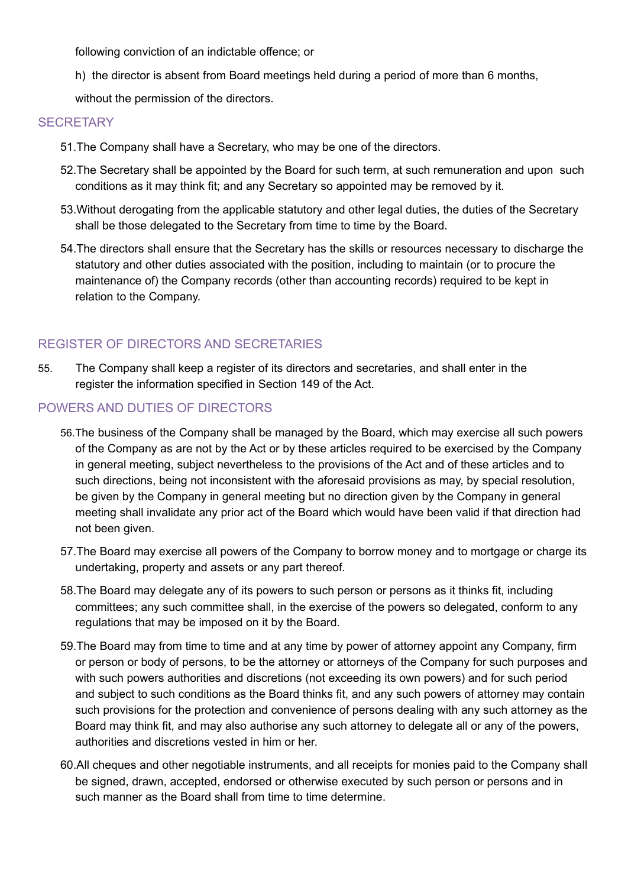following conviction of an indictable offence; or

h) the director is absent from Board meetings held during a period of more than 6 months,

without the permission of the directors.

## SECRETARY

51. The Company shall have a Secretary, who may be one of the directors.

52. The Secretary shall be appointed by the Board for such term, at such remuneration and upon such conditions as it may think fit; and any Secretary so appointed may be removed by it.

53. Without derogating from the applicable statutory and other legal duties, the duties of the Secretary shall be those delegated to the Secretary from time to time by the Board.

54. The directors shall ensure that the Secretary has the skills or resources necessary to discharge the statutory and other duties associated with the position, including to maintain (or to procure the maintenance of) the Company records (other than accounting records) required to be kept in relation to the Company.

## REGISTER OF DIRECTORS AND SECRETARIES

55. The Company shall keep a register of its directors and secretaries, and shall enter in the register the information specified in Section 149 of the Act.

## POWERS AND DUTIES OF DIRECTORS

56. The business of the Company shall be managed by the Board, which may exercise all such powers of the Company as are not by the Act or by these articles required to be exercised by the Company in general meeting, subject nevertheless to the provisions of the Act and of these articles and to such directions, being not inconsistent with the aforesaid provisions as may, by special resolution, be given by the Company in general meeting but no direction given by the Company in general meeting shall invalidate any prior act of the Board which would have been valid if that direction had not been given.

57. The Board may exercise all powers of the Company to borrow money and to mortgage or charge its undertaking, property and assets or any part thereof.

58. The Board may delegate any of its powers to such person or persons as it thinks fit, including committees; any such committee shall, in the exercise of the powers so delegated, conform to any regulations that may be imposed on it by the Board.

59. The Board may from time to time and at any time by power of attorney appoint any Company, firm or person or body of persons, to be the attorney or attorneys of the Company for such purposes and with such powers authorities and discretions (not exceeding its own powers) and for such period and subject to such conditions as the Board thinks fit, and any such powers of attorney may contain such provisions for the protection and convenience of persons dealing with any such attorney as the Board may think fit, and may also authorise any such attorney to delegate all or any of the powers, authorities and discretions vested in him or her.

60. All cheques and other negotiable instruments, and all receipts for monies paid to the Company shall be signed, drawn, accepted, endorsed or otherwise executed by such person or persons and in such manner as the Board shall from time to time determine.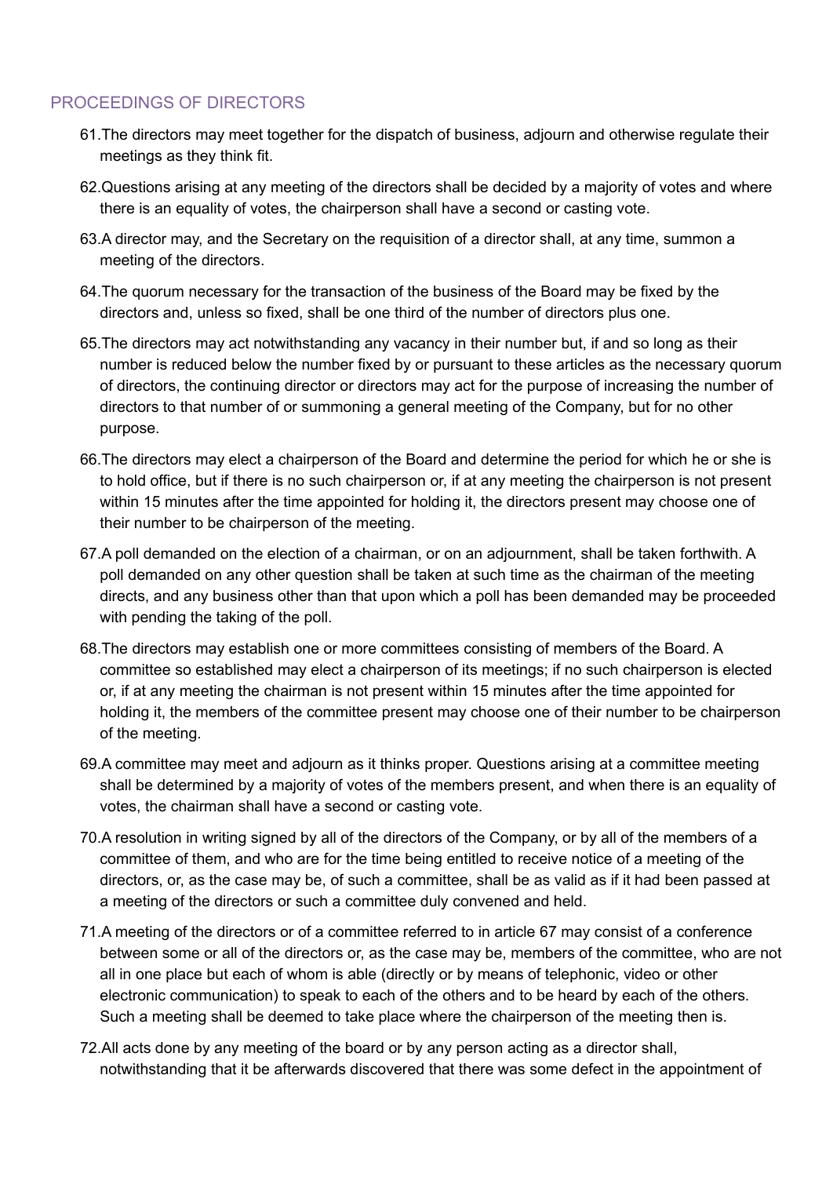## PROCEEDINGS OF DIRECTORS

61. The directors may meet together for the dispatch of business, adjourn and otherwise regulate their meetings as they think fit.

62. Questions arising at any meeting of the directors shall be decided by a majority of votes and where there is an equality of votes, the chairperson shall have a second or casting vote.

63. A director may, and the Secretary on the requisition of a director shall, at any time, summon a meeting of the directors.

64. The quorum necessary for the transaction of the business of the Board may be fixed by the directors and, unless so fixed, shall be one third of the number of directors plus one.

65. The directors may act notwithstanding any vacancy in their number but, if and so long as their number is reduced below the number fixed by or pursuant to these articles as the necessary quorum of directors, the continuing director or directors may act for the purpose of increasing the number of directors to that number of or summoning a general meeting of the Company, but for no other purpose.

66. The directors may elect a chairperson of the Board and determine the period for which he or she is to hold office, but if there is no such chairperson or, if at any meeting the chairperson is not present within 15 minutes after the time appointed for holding it, the directors present may choose one of their number to be chairperson of the meeting.

67. A poll demanded on the election of a chairman, or on an adjournment, shall be taken forthwith. A poll demanded on any other question shall be taken at such time as the chairman of the meeting directs, and any business other than that upon which a poll has been demanded may be proceeded with pending the taking of the poll.

68. The directors may establish one or more committees consisting of members of the Board. A committee so established may elect a chairperson of its meetings; if no such chairperson is elected or, if at any meeting the chairman is not present within 15 minutes after the time appointed for holding it, the members of the committee present may choose one of their number to be chairperson of the meeting.

69. A committee may meet and adjourn as it thinks proper. Questions arising at a committee meeting shall be determined by a majority of votes of the members present, and when there is an equality of votes, the chairman shall have a second or casting vote.

70. A resolution in writing signed by all of the directors of the Company, or by all of the members of a committee of them, and who are for the time being entitled to receive notice of a meeting of the directors, or, as the case may be, of such a committee, shall be as valid as if it had been passed at a meeting of the directors or such a committee duly convened and held.

71. A meeting of the directors or of a committee referred to in article 67 may consist of a conference between some or all of the directors or, as the case may be, members of the committee, who are not all in one place but each of whom is able (directly or by means of telephonic, video or other electronic communication) to speak to each of the others and to be heard by each of the others. Such a meeting shall be deemed to take place where the chairperson of the meeting then is.

72. All acts done by any meeting of the board or by any person acting as a director shall, notwithstanding that it be afterwards discovered that there was some defect in the appointment of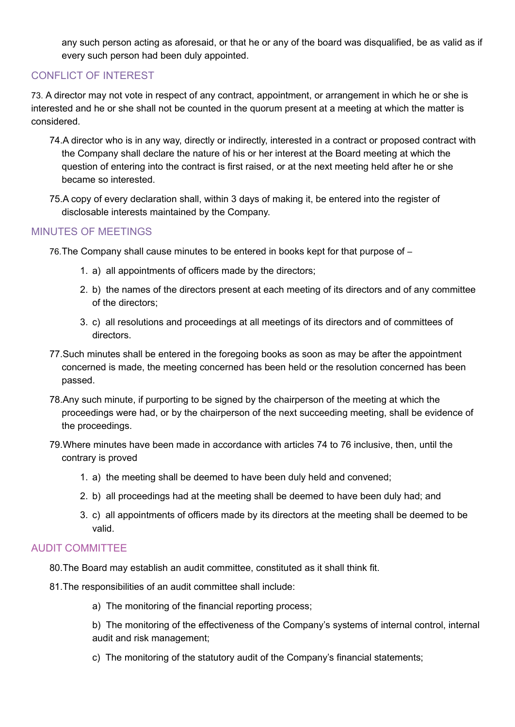any such person acting as aforesaid, or that he or any of the board was disqualified, be as valid as if every such person had been duly appointed.

## CONFLICT OF INTEREST

73. A director may not vote in respect of any contract, appointment, or arrangement in which he or she is interested and he or she shall not be counted in the quorum present at a meeting at which the matter is considered.

74. A director who is in any way, directly or indirectly, interested in a contract or proposed contract with the Company shall declare the nature of his or her interest at the Board meeting at which the question of entering into the contract is first raised, or at the next meeting held after he or she became so interested.

75. A copy of every declaration shall, within 3 days of making it, be entered into the register of disclosable interests maintained by the Company.

## MINUTES OF MEETINGS

76. The Company shall cause minutes to be entered in books kept for that purpose of –

1. a) all appointments of officers made by the directors;
2. b) the names of the directors present at each meeting of its directors and of any committee of the directors;
3. c) all resolutions and proceedings at all meetings of its directors and of committees of directors.

77. Such minutes shall be entered in the foregoing books as soon as may be after the appointment concerned is made, the meeting concerned has been held or the resolution concerned has been passed.

78. Any such minute, if purporting to be signed by the chairperson of the meeting at which the proceedings were had, or by the chairperson of the next succeeding meeting, shall be evidence of the proceedings.

79. Where minutes have been made in accordance with articles 74 to 76 inclusive, then, until the contrary is proved

1. a) the meeting shall be deemed to have been duly held and convened;
2. b) all proceedings had at the meeting shall be deemed to have been duly had; and
3. c) all appointments of officers made by its directors at the meeting shall be deemed to be valid.

## AUDIT COMMITTEE

80. The Board may establish an audit committee, constituted as it shall think fit.

81. The responsibilities of an audit committee shall include:

a) The monitoring of the financial reporting process;

b) The monitoring of the effectiveness of the Company's systems of internal control, internal audit and risk management;

c) The monitoring of the statutory audit of the Company's financial statements;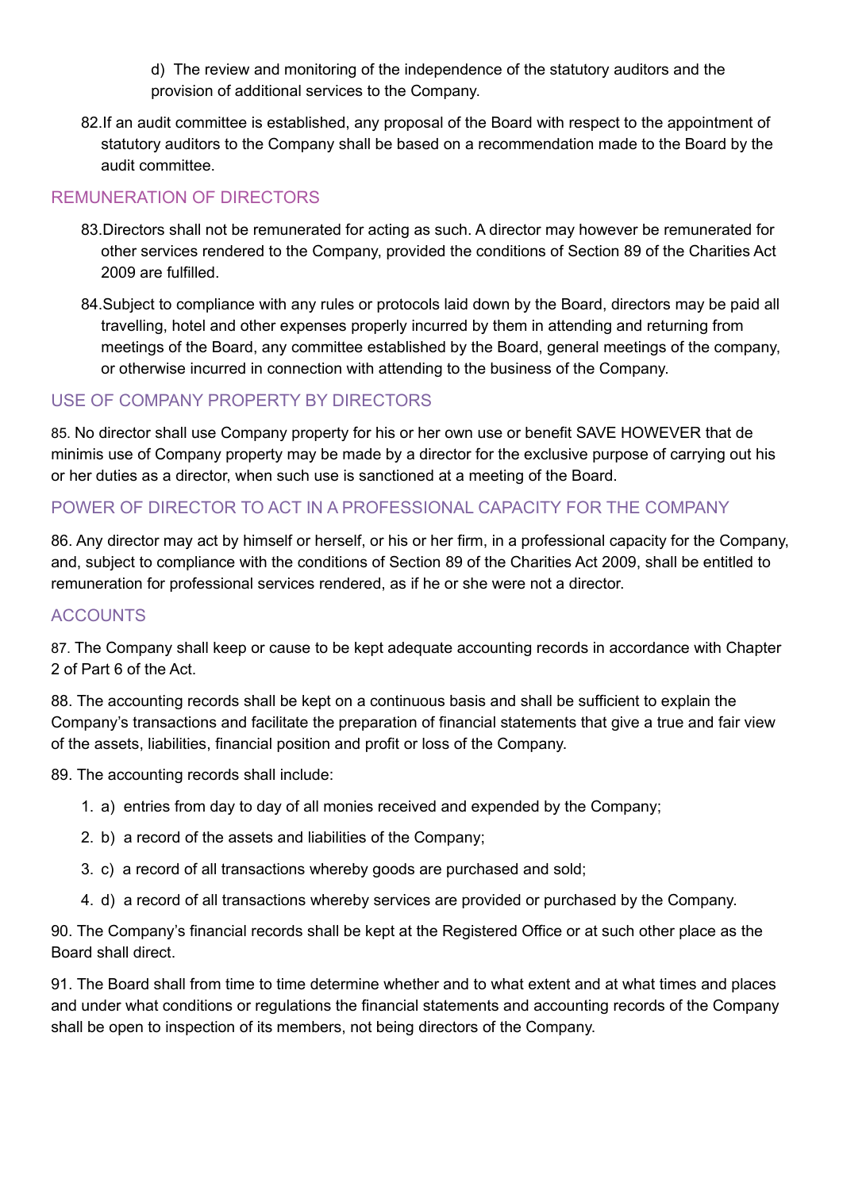d) The review and monitoring of the independence of the statutory auditors and the provision of additional services to the Company.

82. If an audit committee is established, any proposal of the Board with respect to the appointment of statutory auditors to the Company shall be based on a recommendation made to the Board by the audit committee.

## REMUNERATION OF DIRECTORS

83. Directors shall not be remunerated for acting as such. A director may however be remunerated for other services rendered to the Company, provided the conditions of Section 89 of the Charities Act 2009 are fulfilled.

84. Subject to compliance with any rules or protocols laid down by the Board, directors may be paid all travelling, hotel and other expenses properly incurred by them in attending and returning from meetings of the Board, any committee established by the Board, general meetings of the company, or otherwise incurred in connection with attending to the business of the Company.

## USE OF COMPANY PROPERTY BY DIRECTORS

85. No director shall use Company property for his or her own use or benefit SAVE HOWEVER that de minimis use of Company property may be made by a director for the exclusive purpose of carrying out his or her duties as a director, when such use is sanctioned at a meeting of the Board.

## POWER OF DIRECTOR TO ACT IN A PROFESSIONAL CAPACITY FOR THE COMPANY

86. Any director may act by himself or herself, or his or her firm, in a professional capacity for the Company, and, subject to compliance with the conditions of Section 89 of the Charities Act 2009, shall be entitled to remuneration for professional services rendered, as if he or she were not a director.

## ACCOUNTS

87. The Company shall keep or cause to be kept adequate accounting records in accordance with Chapter 2 of Part 6 of the Act.

88. The accounting records shall be kept on a continuous basis and shall be sufficient to explain the Company's transactions and facilitate the preparation of financial statements that give a true and fair view of the assets, liabilities, financial position and profit or loss of the Company.

89. The accounting records shall include:

1. a) entries from day to day of all monies received and expended by the Company;
2. b) a record of the assets and liabilities of the Company;
3. c) a record of all transactions whereby goods are purchased and sold;
4. d) a record of all transactions whereby services are provided or purchased by the Company.

90. The Company's financial records shall be kept at the Registered Office or at such other place as the Board shall direct.

91. The Board shall from time to time determine whether and to what extent and at what times and places and under what conditions or regulations the financial statements and accounting records of the Company shall be open to inspection of its members, not being directors of the Company.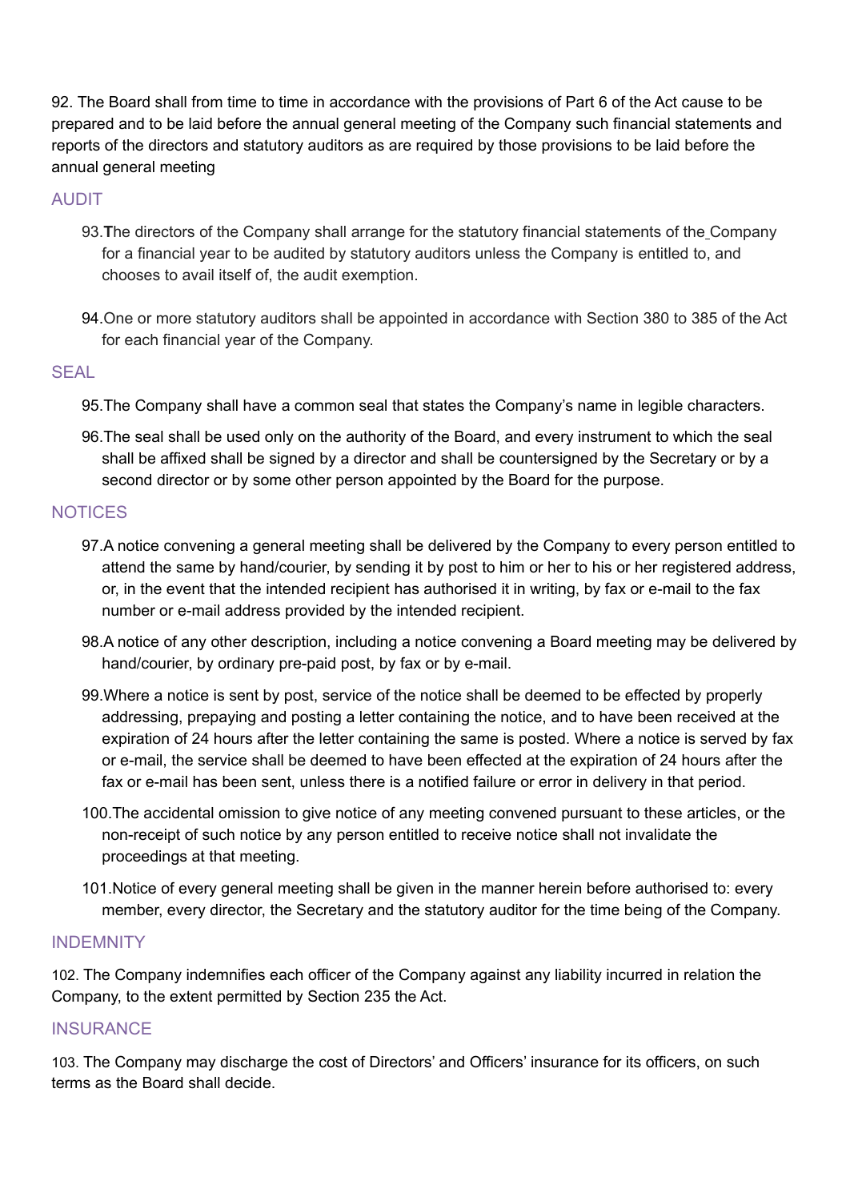92. The Board shall from time to time in accordance with the provisions of Part 6 of the Act cause to be prepared and to be laid before the annual general meeting of the Company such financial statements and reports of the directors and statutory auditors as are required by those provisions to be laid before the annual general meeting

## AUDIT

93. **T**he directors of the Company shall arrange for the statutory financial statements of the Company for a financial year to be audited by statutory auditors unless the Company is entitled to, and chooses to avail itself of, the audit exemption.

94. One or more statutory auditors shall be appointed in accordance with Section 380 to 385 of the Act for each financial year of the Company.

## SEAL

95. The Company shall have a common seal that states the Company's name in legible characters.

96. The seal shall be used only on the authority of the Board, and every instrument to which the seal shall be affixed shall be signed by a director and shall be countersigned by the Secretary or by a second director or by some other person appointed by the Board for the purpose.

## NOTICES

97. A notice convening a general meeting shall be delivered by the Company to every person entitled to attend the same by hand/courier, by sending it by post to him or her to his or her registered address, or, in the event that the intended recipient has authorised it in writing, by fax or e-mail to the fax number or e-mail address provided by the intended recipient.

98. A notice of any other description, including a notice convening a Board meeting may be delivered by hand/courier, by ordinary pre-paid post, by fax or by e-mail.

99. Where a notice is sent by post, service of the notice shall be deemed to be effected by properly addressing, prepaying and posting a letter containing the notice, and to have been received at the expiration of 24 hours after the letter containing the same is posted. Where a notice is served by fax or e-mail, the service shall be deemed to have been effected at the expiration of 24 hours after the fax or e-mail has been sent, unless there is a notified failure or error in delivery in that period.

100. The accidental omission to give notice of any meeting convened pursuant to these articles, or the non-receipt of such notice by any person entitled to receive notice shall not invalidate the proceedings at that meeting.

101. Notice of every general meeting shall be given in the manner herein before authorised to: every member, every director, the Secretary and the statutory auditor for the time being of the Company.

## INDEMNITY

102. The Company indemnifies each officer of the Company against any liability incurred in relation the Company, to the extent permitted by Section 235 the Act.

## INSURANCE

103. The Company may discharge the cost of Directors' and Officers' insurance for its officers, on such terms as the Board shall decide.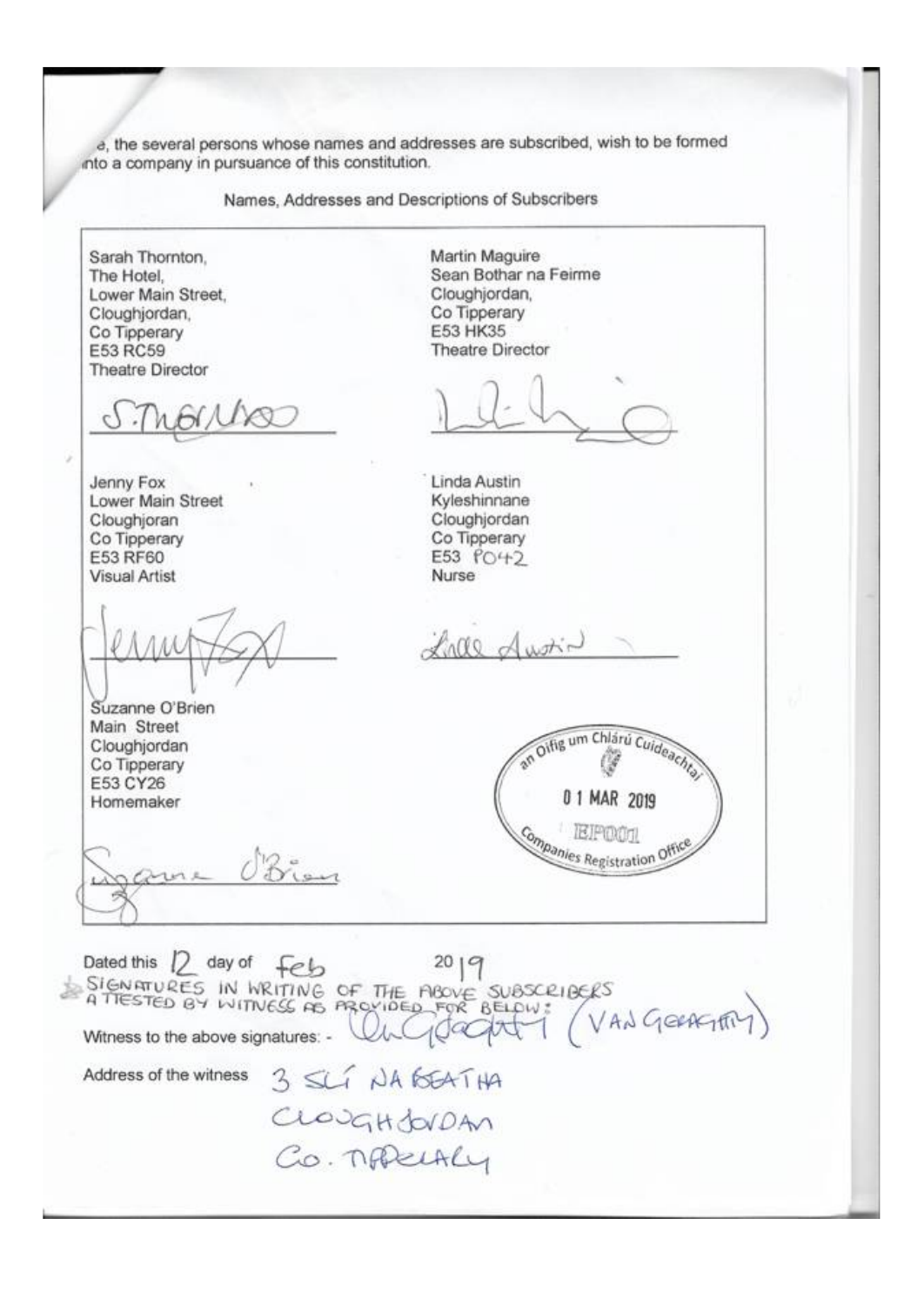We, the several persons whose names and addresses are subscribed, wish to be formed into a company in pursuance of this constitution.

Names, Addresses and Descriptions of Subscribers

Sarah Thornton,
The Hotel,
Lower Main Street,
Cloughjordan,
Co Tipperary
E53 RC59
Theatre Director

S. Thornton

Martin Maguire
Sean Bothar na Feirme
Cloughjordan,
Co Tipperary
E53 HK35
Theatre Director

Jenny Fox
Lower Main Street
Cloughjoran
Co Tipperary
E53 RF60
Visual Artist

Jenny Fox

Linda Austin
Kyleshinnane
Cloughjordan
Co Tipperary
E53 PO42
Nurse

Linda Austin

Suzanne O'Brien
Main Street
Cloughjordan
Co Tipperary
E53 CY26
Homemaker

Suzanne O'Brien

an Oifig um Chlárú Cuideachtaí
01 MAR 2019
EP001
Companies Registration Office

Dated this 12 day of Feb 2019

SIGNATURES IN WRITING OF THE ABOVE SUBSCRIBERS ATTESTED BY WITNESS AS PROVIDED FOR BELOW:

Witness to the above signatures: - (VAN GERAGHTY)

Address of the witness 3 SLÍ NA BEATHA
CLOUGHJORDAN
CO. TIPPERARY